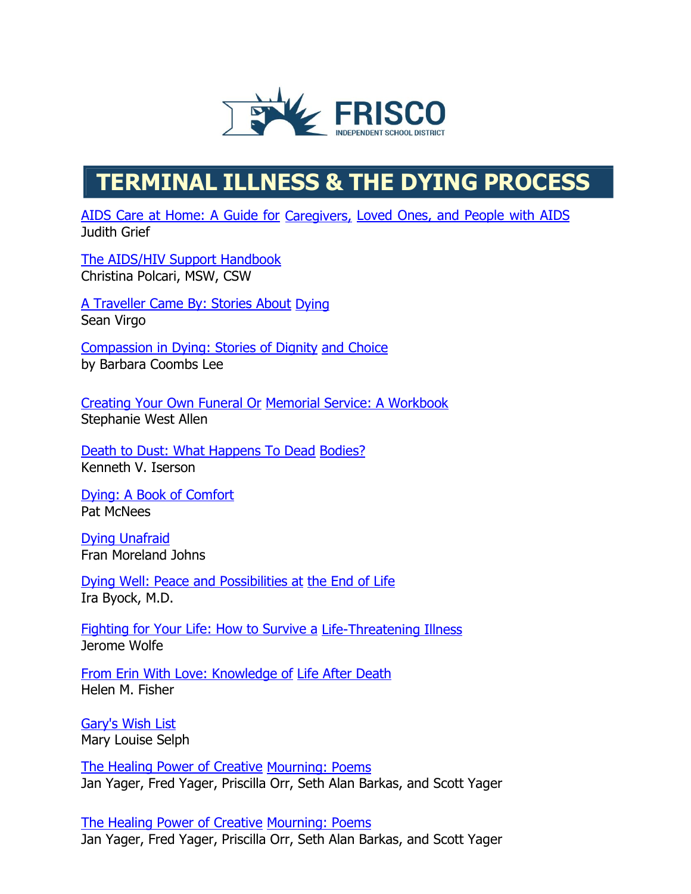# TERMINAL ILLNESS & THE DYING PROCESS

AIDS Care at Home: A Guide for Caregivers, Loved Ones, and People with AIDS
Judith Grief

The AIDS/HIV Support Handbook
Christina Polcari, MSW, CSW

A Traveller Came By: Stories About Dying
Sean Virgo

Compassion in Dying: Stories of Dignity and Choice
by Barbara Coombs Lee

Creating Your Own Funeral Or Memorial Service: A Workbook
Stephanie West Allen

Death to Dust: What Happens To Dead Bodies?
Kenneth V. Iserson

Dying: A Book of Comfort
Pat McNees

Dying Unafraid
Fran Moreland Johns

Dying Well: Peace and Possibilities at the End of Life
Ira Byock, M.D.

Fighting for Your Life: How to Survive a Life-Threatening Illness
Jerome Wolfe

From Erin With Love: Knowledge of Life After Death
Helen M. Fisher

Gary's Wish List
Mary Louise Selph

The Healing Power of Creative Mourning: Poems
Jan Yager, Fred Yager, Priscilla Orr, Seth Alan Barkas, and Scott Yager

The Healing Power of Creative Mourning: Poems
Jan Yager, Fred Yager, Priscilla Orr, Seth Alan Barkas, and Scott Yager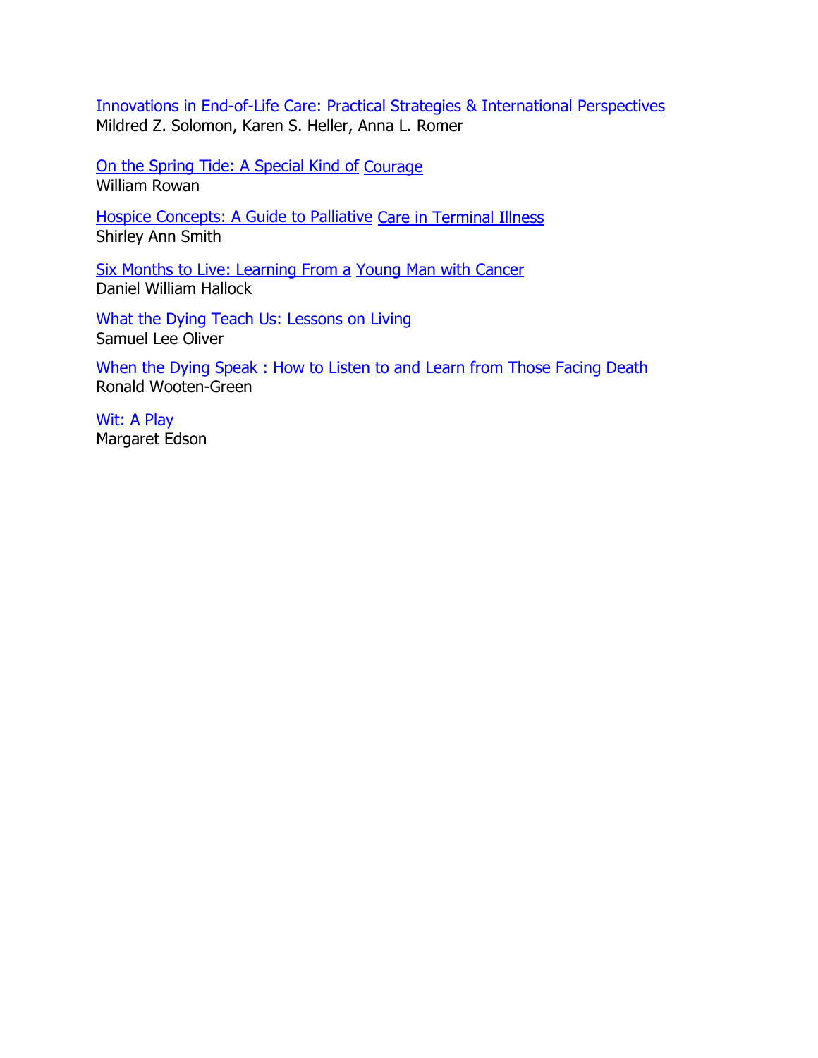Innovations in End-of-Life Care: Practical Strategies & International Perspectives
Mildred Z. Solomon, Karen S. Heller, Anna L. Romer

On the Spring Tide: A Special Kind of Courage
William Rowan

Hospice Concepts: A Guide to Palliative Care in Terminal Illness
Shirley Ann Smith

Six Months to Live: Learning From a Young Man with Cancer
Daniel William Hallock

What the Dying Teach Us: Lessons on Living
Samuel Lee Oliver

When the Dying Speak : How to Listen to and Learn from Those Facing Death
Ronald Wooten-Green

Wit: A Play
Margaret Edson